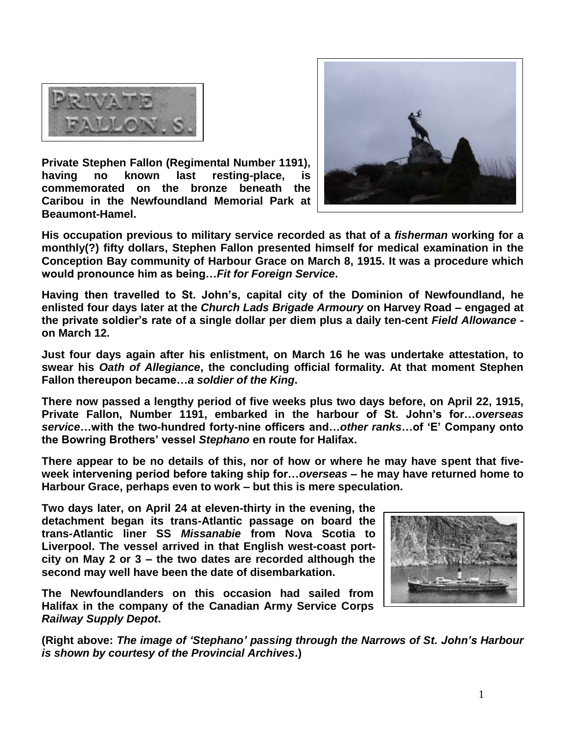PRIVATE FALLON. S.

**Private Stephen Fallon (Regimental Number 1191), having no known last resting-place, is commemorated on the bronze beneath the Caribou in the Newfoundland Memorial Park at Beaumont-Hamel.**

**His occupation previous to military service recorded as that of a *fisherman* working for a monthly(?) fifty dollars, Stephen Fallon presented himself for medical examination in the Conception Bay community of Harbour Grace on March 8, 1915. It was a procedure which would pronounce him as being…*Fit for Foreign Service*.**

**Having then travelled to St. John's, capital city of the Dominion of Newfoundland, he enlisted four days later at the *Church Lads Brigade Armoury* on Harvey Road – engaged at the private soldier's rate of a single dollar per diem plus a daily ten-cent *Field Allowance* - on March 12.**

**Just four days again after his enlistment, on March 16 he was undertake attestation, to swear his *Oath of Allegiance*, the concluding official formality. At that moment Stephen Fallon thereupon became…*a soldier of the King*.**

**There now passed a lengthy period of five weeks plus two days before, on April 22, 1915, Private Fallon, Number 1191, embarked in the harbour of St. John's for…*overseas service*…with the two-hundred forty-nine officers and…*other ranks*…of 'E' Company onto the Bowring Brothers' vessel *Stephano* en route for Halifax.**

**There appear to be no details of this, nor of how or where he may have spent that five-week intervening period before taking ship for…*overseas* – he may have returned home to Harbour Grace, perhaps even to work – but this is mere speculation.**

**Two days later, on April 24 at eleven-thirty in the evening, the detachment began its trans-Atlantic passage on board the trans-Atlantic liner SS *Missanabie* from Nova Scotia to Liverpool. The vessel arrived in that English west-coast port-city on May 2 or 3 – the two dates are recorded although the second may well have been the date of disembarkation.**

**The Newfoundlanders on this occasion had sailed from Halifax in the company of the Canadian Army Service Corps *Railway Supply Depot*.**

**(Right above: *The image of 'Stephano' passing through the Narrows of St. John's Harbour is shown by courtesy of the Provincial Archives*.)**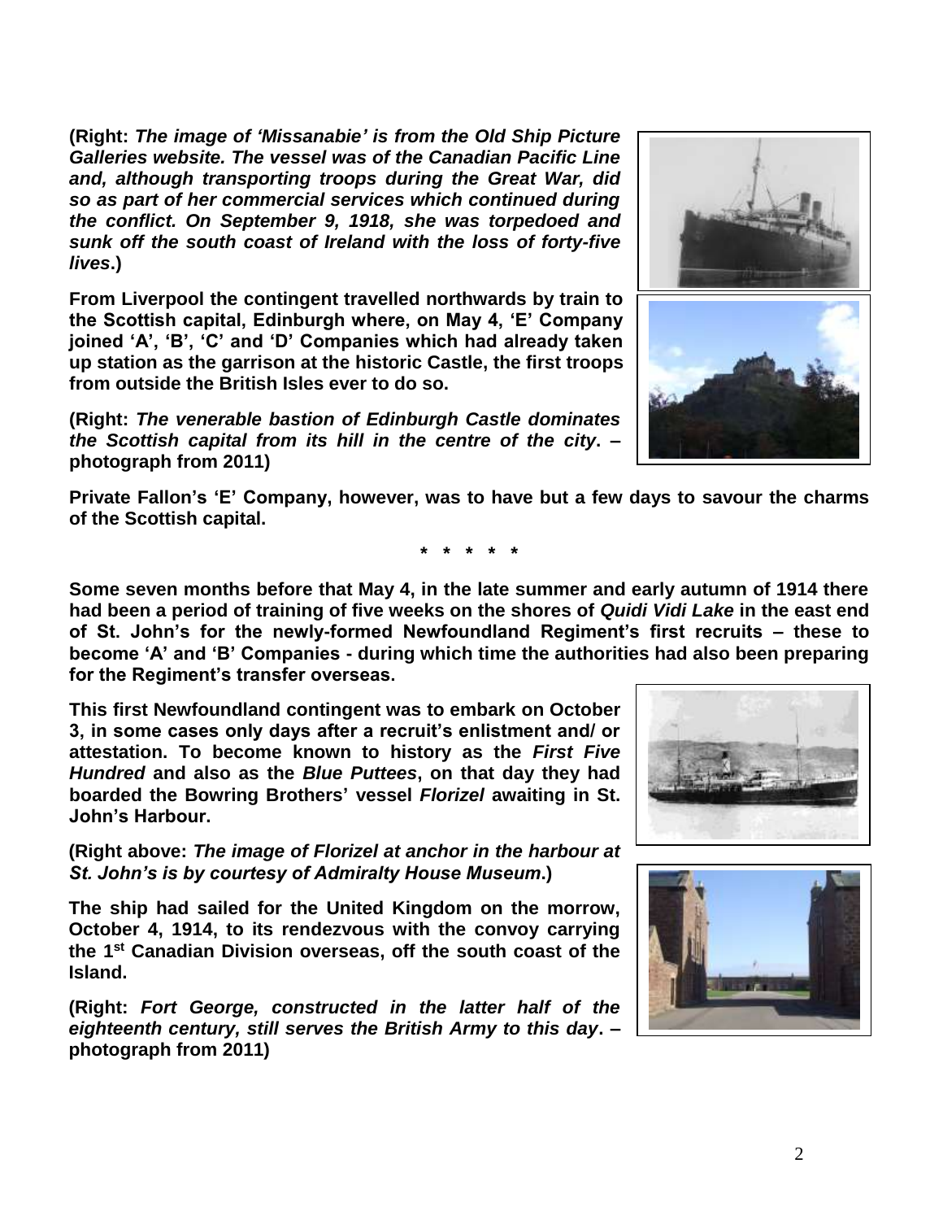**(Right:** ***The image of 'Missanabie' is from the Old Ship Picture Galleries website. The vessel was of the Canadian Pacific Line and, although transporting troops during the Great War, did so as part of her commercial services which continued during the conflict. On September 9, 1918, she was torpedoed and sunk off the south coast of Ireland with the loss of forty-five lives*****.)**

**From Liverpool the contingent travelled northwards by train to the Scottish capital, Edinburgh where, on May 4, 'E' Company joined 'A', 'B', 'C' and 'D' Companies which had already taken up station as the garrison at the historic Castle, the first troops from outside the British Isles ever to do so.**

**(Right:** ***The venerable bastion of Edinburgh Castle dominates the Scottish capital from its hill in the centre of the city*****. – photograph from 2011)**

**Private Fallon's 'E' Company, however, was to have but a few days to savour the charms of the Scottish capital.**

**\* \* \* \* \***

**Some seven months before that May 4, in the late summer and early autumn of 1914 there had been a period of training of five weeks on the shores of *Quidi Vidi Lake* in the east end of St. John's for the newly-formed Newfoundland Regiment's first recruits – these to become 'A' and 'B' Companies - during which time the authorities had also been preparing for the Regiment's transfer overseas.**

**This first Newfoundland contingent was to embark on October 3, in some cases only days after a recruit's enlistment and/ or attestation. To become known to history as the *First Five Hundred* and also as the *Blue Puttees*, on that day they had boarded the Bowring Brothers' vessel *Florizel* awaiting in St. John's Harbour.**

**(Right above:** ***The image of Florizel at anchor in the harbour at St. John's is by courtesy of Admiralty House Museum*****.)**

**The ship had sailed for the United Kingdom on the morrow, October 4, 1914, to its rendezvous with the convoy carrying the 1st Canadian Division overseas, off the south coast of the Island.**

**(Right:** ***Fort George, constructed in the latter half of the eighteenth century, still serves the British Army to this day*****. – photograph from 2011)**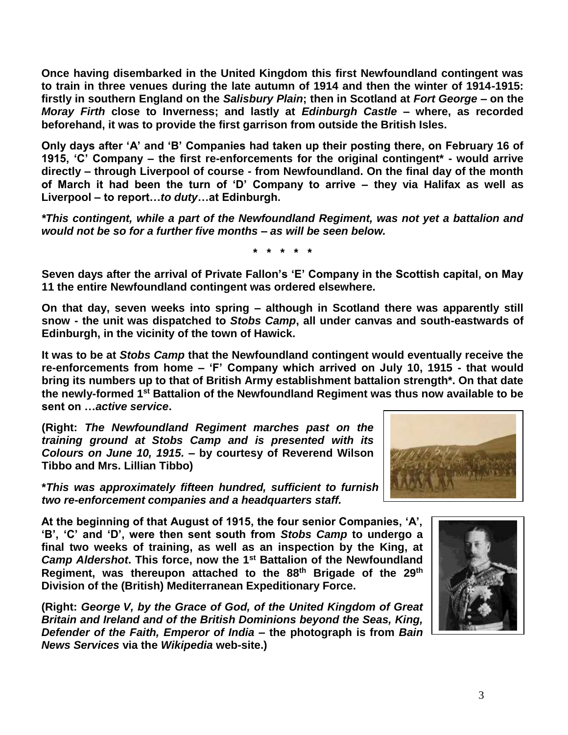**Once having disembarked in the United Kingdom this first Newfoundland contingent was to train in three venues during the late autumn of 1914 and then the winter of 1914-1915: firstly in southern England on the *Salisbury Plain*; then in Scotland at *Fort George* – on the *Moray Firth* close to Inverness; and lastly at *Edinburgh Castle* – where, as recorded beforehand, it was to provide the first garrison from outside the British Isles.**

**Only days after 'A' and 'B' Companies had taken up their posting there, on February 16 of 1915, 'C' Company – the first re-enforcements for the original contingent\* - would arrive directly – through Liverpool of course - from Newfoundland. On the final day of the month of March it had been the turn of 'D' Company to arrive – they via Halifax as well as Liverpool – to report…*to duty*…at Edinburgh.**

***\*This contingent, while a part of the Newfoundland Regiment, was not yet a battalion and would not be so for a further five months – as will be seen below.***

**\* \* \* \* \***

**Seven days after the arrival of Private Fallon's 'E' Company in the Scottish capital, on May 11 the entire Newfoundland contingent was ordered elsewhere.**

**On that day, seven weeks into spring – although in Scotland there was apparently still snow - the unit was dispatched to *Stobs Camp*, all under canvas and south-eastwards of Edinburgh, in the vicinity of the town of Hawick.**

**It was to be at *Stobs Camp* that the Newfoundland contingent would eventually receive the re-enforcements from home – 'F' Company which arrived on July 10, 1915 - that would bring its numbers up to that of British Army establishment battalion strength\*. On that date the newly-formed 1st Battalion of the Newfoundland Regiment was thus now available to be sent on …*active service*.**

**(Right: *The Newfoundland Regiment marches past on the training ground at Stobs Camp and is presented with its Colours on June 10, 1915.* – by courtesy of Reverend Wilson Tibbo and Mrs. Lillian Tibbo)**

***\*This was approximately fifteen hundred, sufficient to furnish two re-enforcement companies and a headquarters staff.***

**At the beginning of that August of 1915, the four senior Companies, 'A', 'B', 'C' and 'D', were then sent south from *Stobs Camp* to undergo a final two weeks of training, as well as an inspection by the King, at *Camp Aldershot*. This force, now the 1st Battalion of the Newfoundland Regiment, was thereupon attached to the 88th Brigade of the 29th Division of the (British) Mediterranean Expeditionary Force.**

**(Right: *George V, by the Grace of God, of the United Kingdom of Great Britain and Ireland and of the British Dominions beyond the Seas, King, Defender of the Faith, Emperor of India* – the photograph is from *Bain News Services* via the *Wikipedia* web-site.)**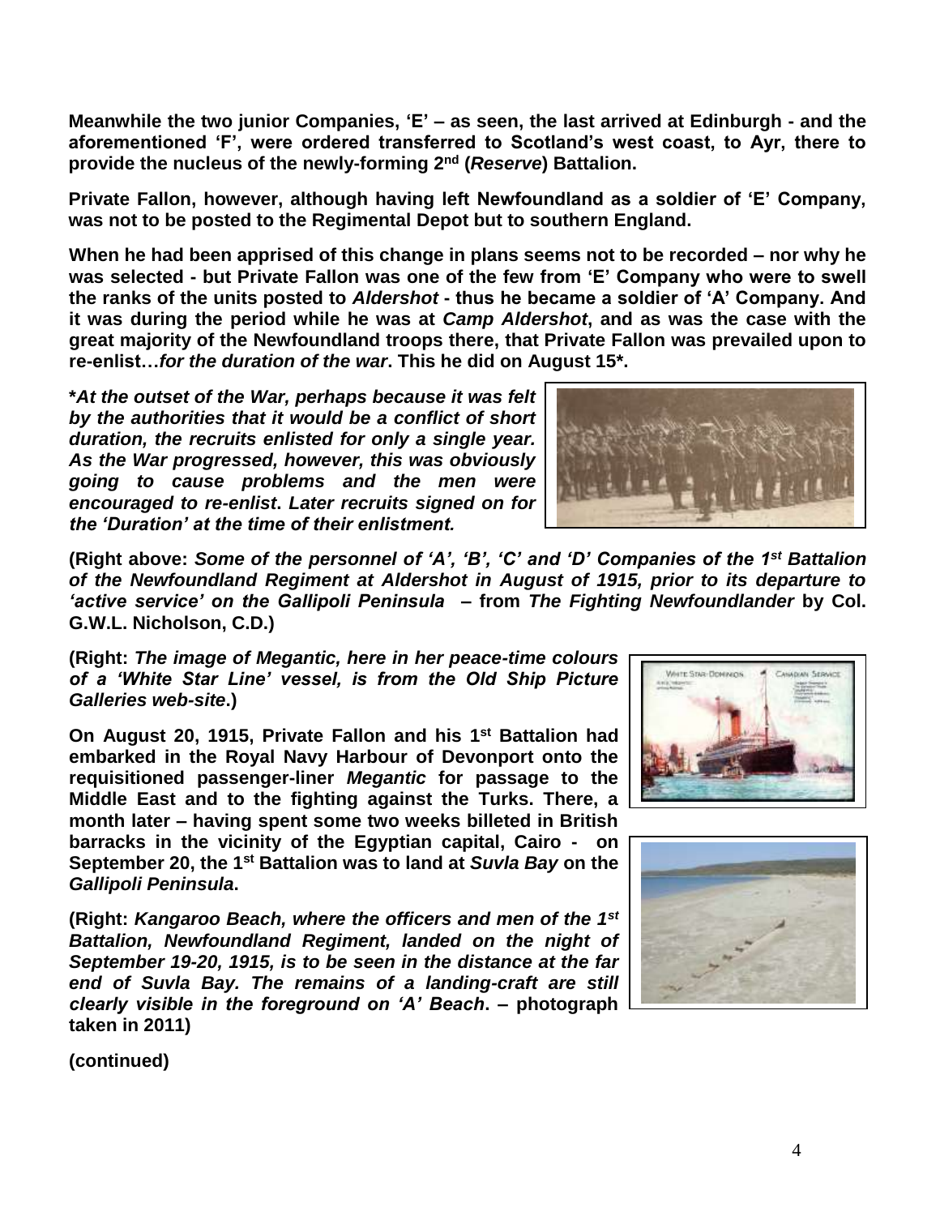**Meanwhile the two junior Companies, 'E' – as seen, the last arrived at Edinburgh - and the aforementioned 'F', were ordered transferred to Scotland's west coast, to Ayr, there to provide the nucleus of the newly-forming 2nd (*Reserve*) Battalion.**

**Private Fallon, however, although having left Newfoundland as a soldier of 'E' Company, was not to be posted to the Regimental Depot but to southern England.**

**When he had been apprised of this change in plans seems not to be recorded – nor why he was selected - but Private Fallon was one of the few from 'E' Company who were to swell the ranks of the units posted to *Aldershot* - thus he became a soldier of 'A' Company. And it was during the period while he was at *Camp Aldershot*, and as was the case with the great majority of the Newfoundland troops there, that Private Fallon was prevailed upon to re-enlist…*for the duration of the war*. This he did on August 15*.**

***At the outset of the War, perhaps because it was felt by the authorities that it would be a conflict of short duration, the recruits enlisted for only a single year. As the War progressed, however, this was obviously going to cause problems and the men were encouraged to re-enlist. Later recruits signed on for the 'Duration' at the time of their enlistment.***

**(Right above: *Some of the personnel of 'A', 'B', 'C' and 'D' Companies of the 1st Battalion of the Newfoundland Regiment at Aldershot in August of 1915, prior to its departure to 'active service' on the Gallipoli Peninsula* – from *The Fighting Newfoundlander* by Col. G.W.L. Nicholson, C.D.)**

**(Right: *The image of Megantic, here in her peace-time colours of a 'White Star Line' vessel, is from the Old Ship Picture Galleries web-site*.)**

**On August 20, 1915, Private Fallon and his 1st Battalion had embarked in the Royal Navy Harbour of Devonport onto the requisitioned passenger-liner *Megantic* for passage to the Middle East and to the fighting against the Turks. There, a month later – having spent some two weeks billeted in British barracks in the vicinity of the Egyptian capital, Cairo - on September 20, the 1st Battalion was to land at *Suvla Bay* on the *Gallipoli Peninsula*.**

**(Right: *Kangaroo Beach, where the officers and men of the 1st Battalion, Newfoundland Regiment, landed on the night of September 19-20, 1915, is to be seen in the distance at the far end of Suvla Bay. The remains of a landing-craft are still clearly visible in the foreground on 'A' Beach*. – photograph taken in 2011)**

**(continued)**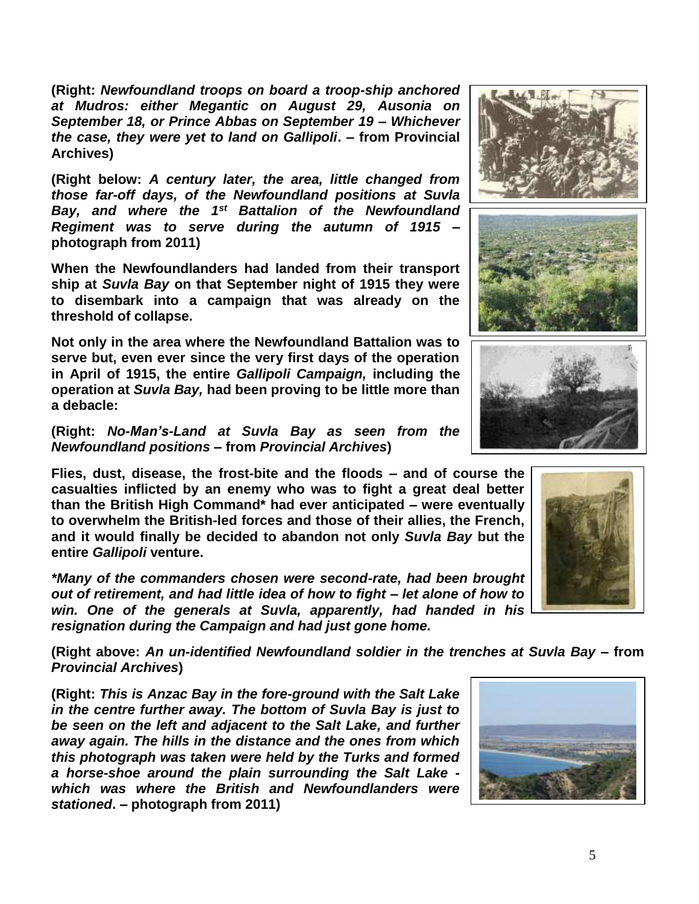**(Right: *Newfoundland troops on board a troop-ship anchored at Mudros: either Megantic on August 29, Ausonia on September 18, or Prince Abbas on September 19 – Whichever the case, they were yet to land on Gallipoli*. – from Provincial Archives)**

**(Right below: *A century later, the area, little changed from those far-off days, of the Newfoundland positions at Suvla Bay, and where the 1st Battalion of the Newfoundland Regiment was to serve during the autumn of 1915* – photograph from 2011)**

**When the Newfoundlanders had landed from their transport ship at *Suvla Bay* on that September night of 1915 they were to disembark into a campaign that was already on the threshold of collapse.**

**Not only in the area where the Newfoundland Battalion was to serve but, even ever since the very first days of the operation in April of 1915, the entire *Gallipoli Campaign,* including the operation at *Suvla Bay,* had been proving to be little more than a debacle:**

**(Right: *No-Man's-Land at Suvla Bay as seen from the Newfoundland positions* – from *Provincial Archives*)**

**Flies, dust, disease, the frost-bite and the floods – and of course the casualties inflicted by an enemy who was to fight a great deal better than the British High Command\* had ever anticipated – were eventually to overwhelm the British-led forces and those of their allies, the French, and it would finally be decided to abandon not only *Suvla Bay* but the entire *Gallipoli* venture.**

***\*Many of the commanders chosen were second-rate, had been brought out of retirement, and had little idea of how to fight – let alone of how to win. One of the generals at Suvla, apparently, had handed in his resignation during the Campaign and had just gone home.***

**(Right above: *An un-identified Newfoundland soldier in the trenches at Suvla Bay* – from *Provincial Archives*)**

**(Right: *This is Anzac Bay in the fore-ground with the Salt Lake in the centre further away. The bottom of Suvla Bay is just to be seen on the left and adjacent to the Salt Lake, and further away again. The hills in the distance and the ones from which this photograph was taken were held by the Turks and formed a horse-shoe around the plain surrounding the Salt Lake - which was where the British and Newfoundlanders were stationed*. – photograph from 2011)**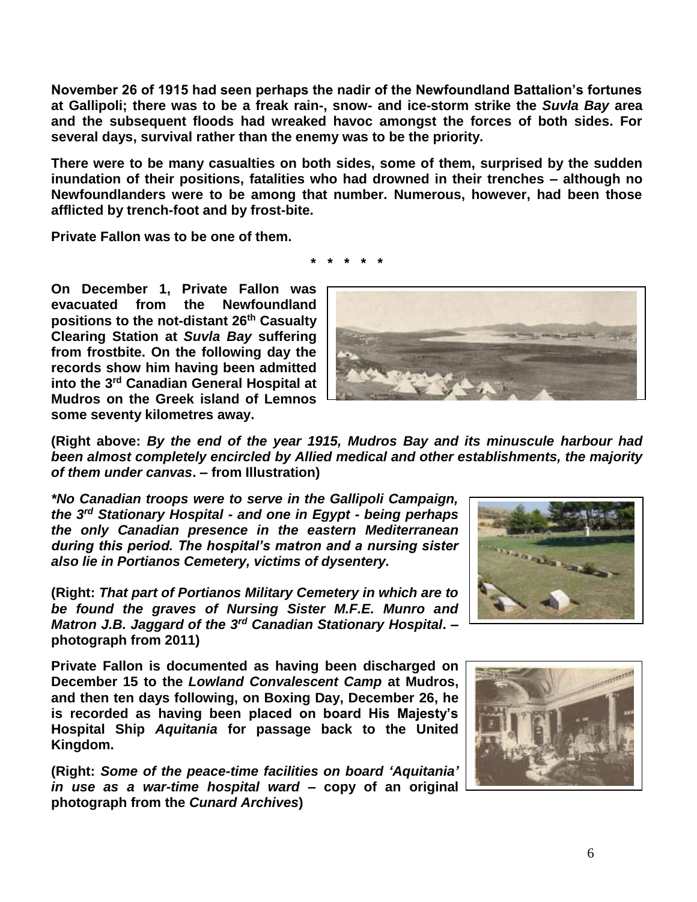**November 26 of 1915 had seen perhaps the nadir of the Newfoundland Battalion's fortunes at Gallipoli; there was to be a freak rain-, snow- and ice-storm strike the *Suvla Bay* area and the subsequent floods had wreaked havoc amongst the forces of both sides. For several days, survival rather than the enemy was to be the priority.**

**There were to be many casualties on both sides, some of them, surprised by the sudden inundation of their positions, fatalities who had drowned in their trenches – although no Newfoundlanders were to be among that number. Numerous, however, had been those afflicted by trench-foot and by frost-bite.**

**Private Fallon was to be one of them.**

**\* \* \* \* \***

**On December 1, Private Fallon was evacuated from the Newfoundland positions to the not-distant 26th Casualty Clearing Station at *Suvla Bay* suffering from frostbite. On the following day the records show him having been admitted into the 3rd Canadian General Hospital at Mudros on the Greek island of Lemnos some seventy kilometres away.**

**(Right above: *By the end of the year 1915, Mudros Bay and its minuscule harbour had been almost completely encircled by Allied medical and other establishments, the majority of them under canvas*. – from Illustration)**

***\*No Canadian troops were to serve in the Gallipoli Campaign, the 3rd Stationary Hospital - and one in Egypt - being perhaps the only Canadian presence in the eastern Mediterranean during this period. The hospital's matron and a nursing sister also lie in Portianos Cemetery, victims of dysentery.***

**(Right: *That part of Portianos Military Cemetery in which are to be found the graves of Nursing Sister M.F.E. Munro and Matron J.B. Jaggard of the 3rd Canadian Stationary Hospital*. – photograph from 2011)**

**Private Fallon is documented as having been discharged on December 15 to the *Lowland Convalescent Camp* at Mudros, and then ten days following, on Boxing Day, December 26, he is recorded as having been placed on board His Majesty's Hospital Ship *Aquitania* for passage back to the United Kingdom.**

**(Right: *Some of the peace-time facilities on board 'Aquitania' in use as a war-time hospital ward* – copy of an original photograph from the *Cunard Archives*)**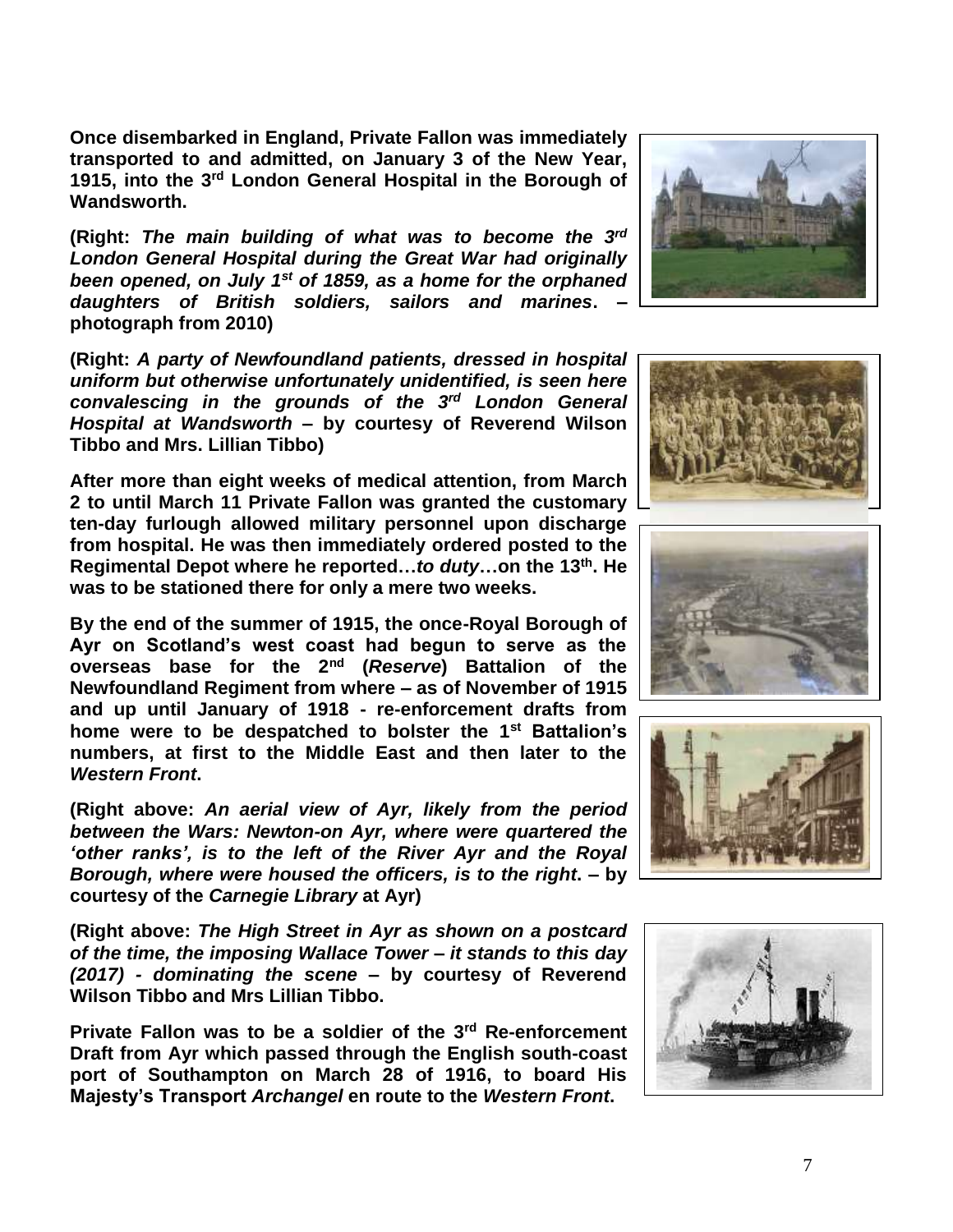**Once disembarked in England, Private Fallon was immediately transported to and admitted, on January 3 of the New Year, 1915, into the 3rd London General Hospital in the Borough of Wandsworth.**

**(Right: *The main building of what was to become the 3rd London General Hospital during the Great War had originally been opened, on July 1st of 1859, as a home for the orphaned daughters of British soldiers, sailors and marines*. – photograph from 2010)**

**(Right: *A party of Newfoundland patients, dressed in hospital uniform but otherwise unfortunately unidentified, is seen here convalescing in the grounds of the 3rd London General Hospital at Wandsworth* – by courtesy of Reverend Wilson Tibbo and Mrs. Lillian Tibbo)**

**After more than eight weeks of medical attention, from March 2 to until March 11 Private Fallon was granted the customary ten-day furlough allowed military personnel upon discharge from hospital. He was then immediately ordered posted to the Regimental Depot where he reported…*to duty*…on the 13th. He was to be stationed there for only a mere two weeks.**

**By the end of the summer of 1915, the once-Royal Borough of Ayr on Scotland's west coast had begun to serve as the overseas base for the 2nd (*Reserve*) Battalion of the Newfoundland Regiment from where – as of November of 1915 and up until January of 1918 - re-enforcement drafts from home were to be despatched to bolster the 1st Battalion's numbers, at first to the Middle East and then later to the *Western Front*.**

**(Right above: *An aerial view of Ayr, likely from the period between the Wars: Newton-on Ayr, where were quartered the 'other ranks', is to the left of the River Ayr and the Royal Borough, where were housed the officers, is to the right*. – by courtesy of the *Carnegie Library* at Ayr)**

**(Right above: *The High Street in Ayr as shown on a postcard of the time, the imposing Wallace Tower – it stands to this day (2017) - dominating the scene* – by courtesy of Reverend Wilson Tibbo and Mrs Lillian Tibbo.**

**Private Fallon was to be a soldier of the 3rd Re-enforcement Draft from Ayr which passed through the English south-coast port of Southampton on March 28 of 1916, to board His Majesty's Transport *Archangel* en route to the *Western Front*.**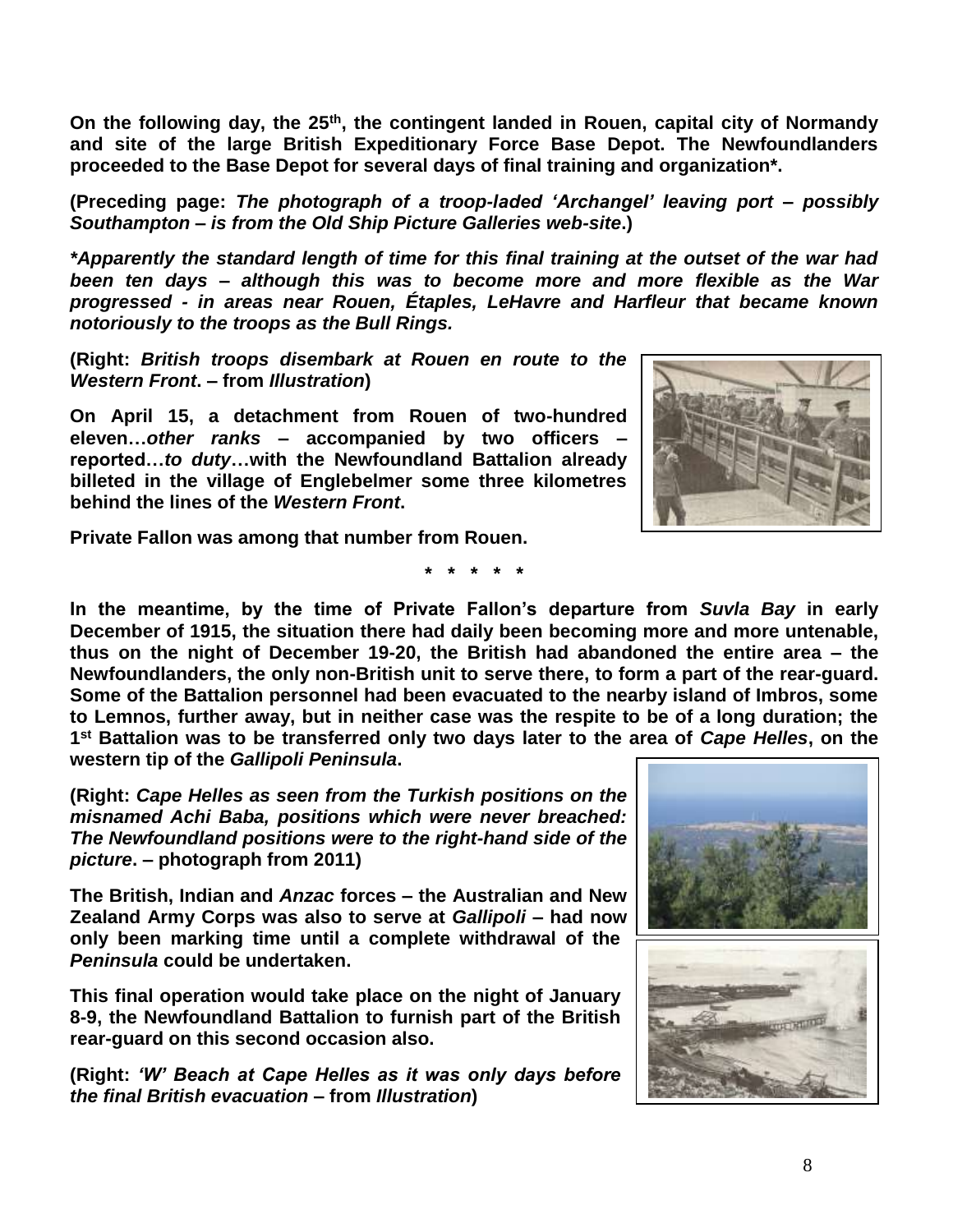**On the following day, the 25th, the contingent landed in Rouen, capital city of Normandy and site of the large British Expeditionary Force Base Depot. The Newfoundlanders proceeded to the Base Depot for several days of final training and organization*.**

**(Preceding page: *The photograph of a troop-laded 'Archangel' leaving port – possibly Southampton – is from the Old Ship Picture Galleries web-site*.)**

***\*Apparently the standard length of time for this final training at the outset of the war had been ten days – although this was to become more and more flexible as the War progressed - in areas near Rouen, Étaples, LeHavre and Harfleur that became known notoriously to the troops as the Bull Rings.***

**(Right: *British troops disembark at Rouen en route to the Western Front*. – from *Illustration*)**

**On April 15, a detachment from Rouen of two-hundred eleven…*other ranks* – accompanied by two officers – reported…*to duty*…with the Newfoundland Battalion already billeted in the village of Englebelmer some three kilometres behind the lines of the *Western Front*.**

**Private Fallon was among that number from Rouen.**

**\* \* \* \* \***

**In the meantime, by the time of Private Fallon's departure from *Suvla Bay* in early December of 1915, the situation there had daily been becoming more and more untenable, thus on the night of December 19-20, the British had abandoned the entire area – the Newfoundlanders, the only non-British unit to serve there, to form a part of the rear-guard. Some of the Battalion personnel had been evacuated to the nearby island of Imbros, some to Lemnos, further away, but in neither case was the respite to be of a long duration; the 1st Battalion was to be transferred only two days later to the area of *Cape Helles*, on the western tip of the *Gallipoli Peninsula*.**

**(Right: *Cape Helles as seen from the Turkish positions on the misnamed Achi Baba, positions which were never breached: The Newfoundland positions were to the right-hand side of the picture*. – photograph from 2011)**

**The British, Indian and *Anzac* forces – the Australian and New Zealand Army Corps was also to serve at *Gallipoli* – had now only been marking time until a complete withdrawal of the *Peninsula* could be undertaken.**

**This final operation would take place on the night of January 8-9, the Newfoundland Battalion to furnish part of the British rear-guard on this second occasion also.**

**(Right: *'W' Beach at Cape Helles as it was only days before the final British evacuation* – from *Illustration*)**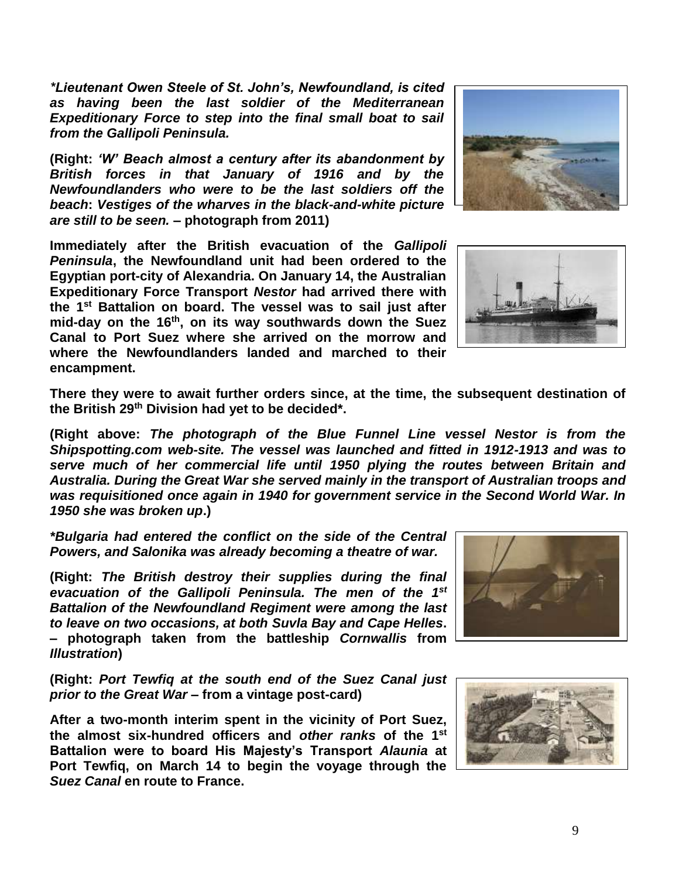***Lieutenant Owen Steele of St. John's, Newfoundland, is cited as having been the last soldier of the Mediterranean Expeditionary Force to step into the final small boat to sail from the Gallipoli Peninsula.***

**(Right: *'W' Beach almost a century after its abandonment by British forces in that January of 1916 and by the Newfoundlanders who were to be the last soldiers off the beach*: *Vestiges of the wharves in the black-and-white picture are still to be seen.* – photograph from 2011)**

**Immediately after the British evacuation of the *Gallipoli Peninsula*, the Newfoundland unit had been ordered to the Egyptian port-city of Alexandria. On January 14, the Australian Expeditionary Force Transport *Nestor* had arrived there with the 1st Battalion on board. The vessel was to sail just after mid-day on the 16th, on its way southwards down the Suez Canal to Port Suez where she arrived on the morrow and where the Newfoundlanders landed and marched to their encampment.**

**There they were to await further orders since, at the time, the subsequent destination of the British 29th Division had yet to be decided*.**

**(Right above: *The photograph of the Blue Funnel Line vessel Nestor is from the Shipspotting.com web-site. The vessel was launched and fitted in 1912-1913 and was to serve much of her commercial life until 1950 plying the routes between Britain and Australia. During the Great War she served mainly in the transport of Australian troops and was requisitioned once again in 1940 for government service in the Second World War. In 1950 she was broken up*.)**

***\*Bulgaria had entered the conflict on the side of the Central Powers, and Salonika was already becoming a theatre of war.***

**(Right: *The British destroy their supplies during the final evacuation of the Gallipoli Peninsula. The men of the 1st Battalion of the Newfoundland Regiment were among the last to leave on two occasions, at both Suvla Bay and Cape Helles*. – photograph taken from the battleship *Cornwallis* from *Illustration*)**

**(Right: *Port Tewfiq at the south end of the Suez Canal just prior to the Great War* – from a vintage post-card)**

**After a two-month interim spent in the vicinity of Port Suez, the almost six-hundred officers and *other ranks* of the 1st Battalion were to board His Majesty's Transport *Alaunia* at Port Tewfiq, on March 14 to begin the voyage through the *Suez Canal* en route to France.**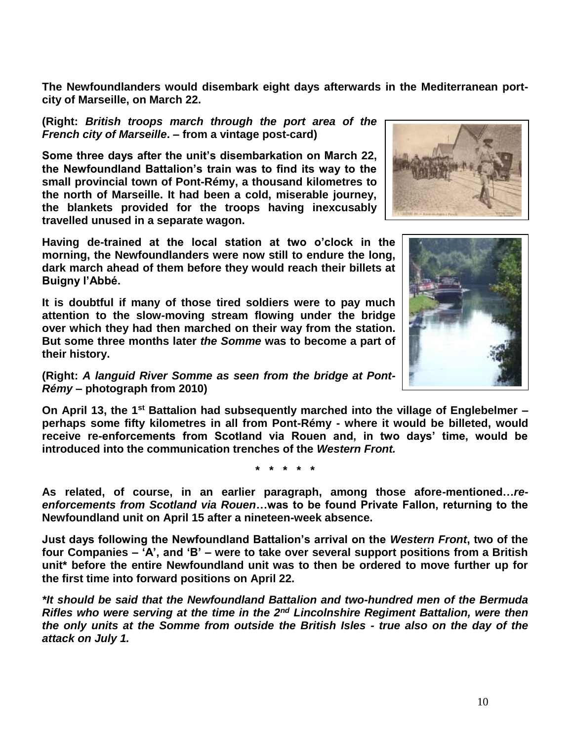**The Newfoundlanders would disembark eight days afterwards in the Mediterranean port-city of Marseille, on March 22.**

**(Right: *British troops march through the port area of the French city of Marseille*. – from a vintage post-card)**

**Some three days after the unit's disembarkation on March 22, the Newfoundland Battalion's train was to find its way to the small provincial town of Pont-Rémy, a thousand kilometres to the north of Marseille. It had been a cold, miserable journey, the blankets provided for the troops having inexcusably travelled unused in a separate wagon.**

**Having de-trained at the local station at two o'clock in the morning, the Newfoundlanders were now still to endure the long, dark march ahead of them before they would reach their billets at Buigny l'Abbé.**

**It is doubtful if many of those tired soldiers were to pay much attention to the slow-moving stream flowing under the bridge over which they had then marched on their way from the station. But some three months later *the Somme* was to become a part of their history.**

**(Right: *A languid River Somme as seen from the bridge at Pont-Rémy* – photograph from 2010)**

**On April 13, the 1st Battalion had subsequently marched into the village of Englebelmer – perhaps some fifty kilometres in all from Pont-Rémy - where it would be billeted, would receive re-enforcements from Scotland via Rouen and, in two days' time, would be introduced into the communication trenches of the *Western Front.***

**\* \* \* \* \***

**As related, of course, in an earlier paragraph, among those afore-mentioned…*re-enforcements from Scotland via Rouen*…was to be found Private Fallon, returning to the Newfoundland unit on April 15 after a nineteen-week absence.**

**Just days following the Newfoundland Battalion's arrival on the *Western Front*, two of the four Companies – 'A', and 'B' – were to take over several support positions from a British unit\* before the entire Newfoundland unit was to then be ordered to move further up for the first time into forward positions on April 22.**

***\*It should be said that the Newfoundland Battalion and two-hundred men of the Bermuda Rifles who were serving at the time in the 2nd Lincolnshire Regiment Battalion, were then the only units at the Somme from outside the British Isles - true also on the day of the attack on July 1.***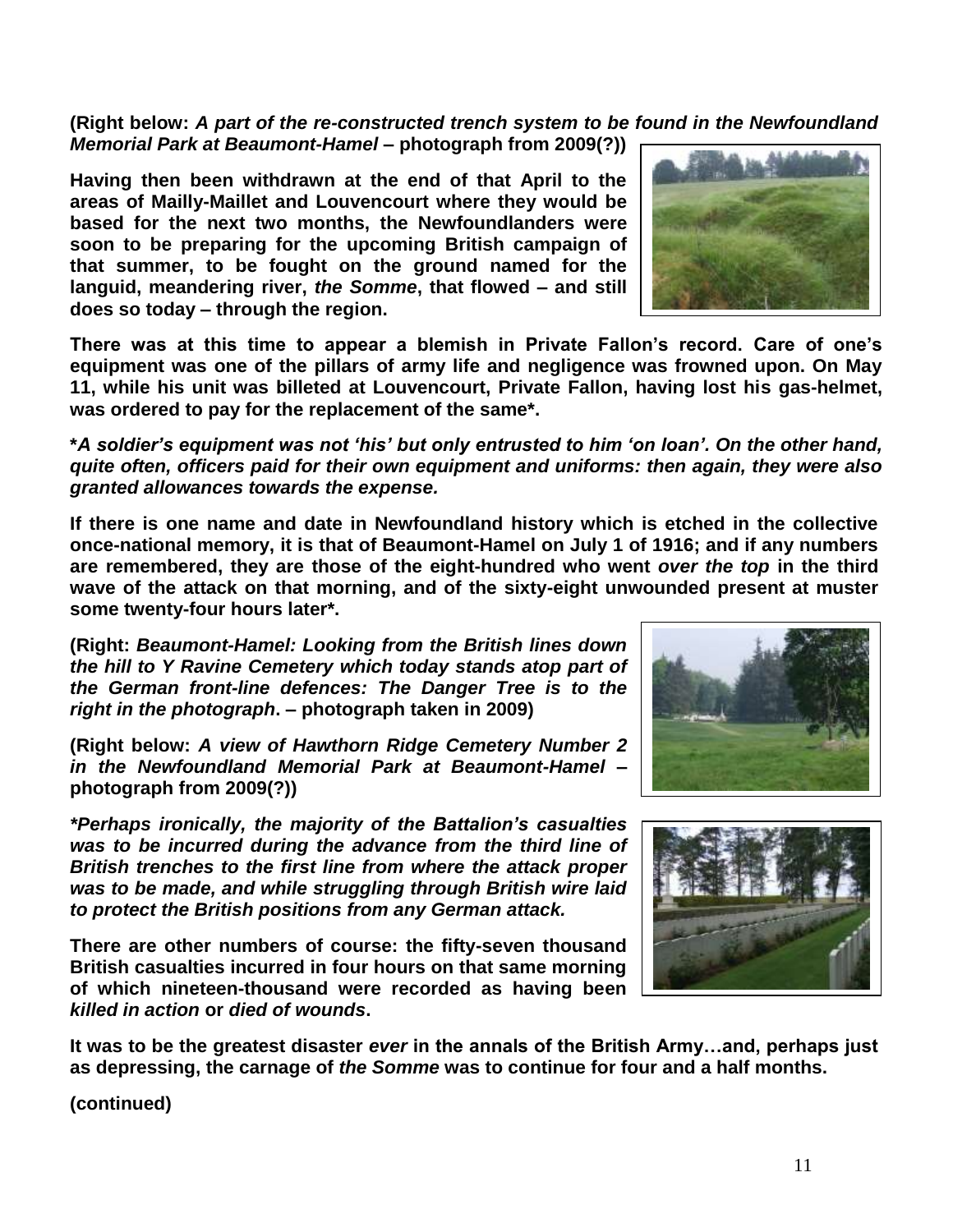**(Right below: *A part of the re-constructed trench system to be found in the Newfoundland Memorial Park at Beaumont-Hamel* – photograph from 2009(?))**

**Having then been withdrawn at the end of that April to the areas of Mailly-Maillet and Louvencourt where they would be based for the next two months, the Newfoundlanders were soon to be preparing for the upcoming British campaign of that summer, to be fought on the ground named for the languid, meandering river, *the Somme*, that flowed – and still does so today – through the region.**

**There was at this time to appear a blemish in Private Fallon's record. Care of one's equipment was one of the pillars of army life and negligence was frowned upon. On May 11, while his unit was billeted at Louvencourt, Private Fallon, having lost his gas-helmet, was ordered to pay for the replacement of the same*.**

***A soldier's equipment was not 'his' but only entrusted to him 'on loan'. On the other hand, quite often, officers paid for their own equipment and uniforms: then again, they were also granted allowances towards the expense.***

**If there is one name and date in Newfoundland history which is etched in the collective once-national memory, it is that of Beaumont-Hamel on July 1 of 1916; and if any numbers are remembered, they are those of the eight-hundred who went *over the top* in the third wave of the attack on that morning, and of the sixty-eight unwounded present at muster some twenty-four hours later*.**

**(Right: *Beaumont-Hamel: Looking from the British lines down the hill to Y Ravine Cemetery which today stands atop part of the German front-line defences: The Danger Tree is to the right in the photograph*. – photograph taken in 2009)**

**(Right below: *A view of Hawthorn Ridge Cemetery Number 2 in the Newfoundland Memorial Park at Beaumont-Hamel* – photograph from 2009(?))**

***\*Perhaps ironically, the majority of the Battalion's casualties was to be incurred during the advance from the third line of British trenches to the first line from where the attack proper was to be made, and while struggling through British wire laid to protect the British positions from any German attack.***

**There are other numbers of course: the fifty-seven thousand British casualties incurred in four hours on that same morning of which nineteen-thousand were recorded as having been *killed in action* or *died of wounds*.**

**It was to be the greatest disaster *ever* in the annals of the British Army…and, perhaps just as depressing, the carnage of *the Somme* was to continue for four and a half months.**

**(continued)**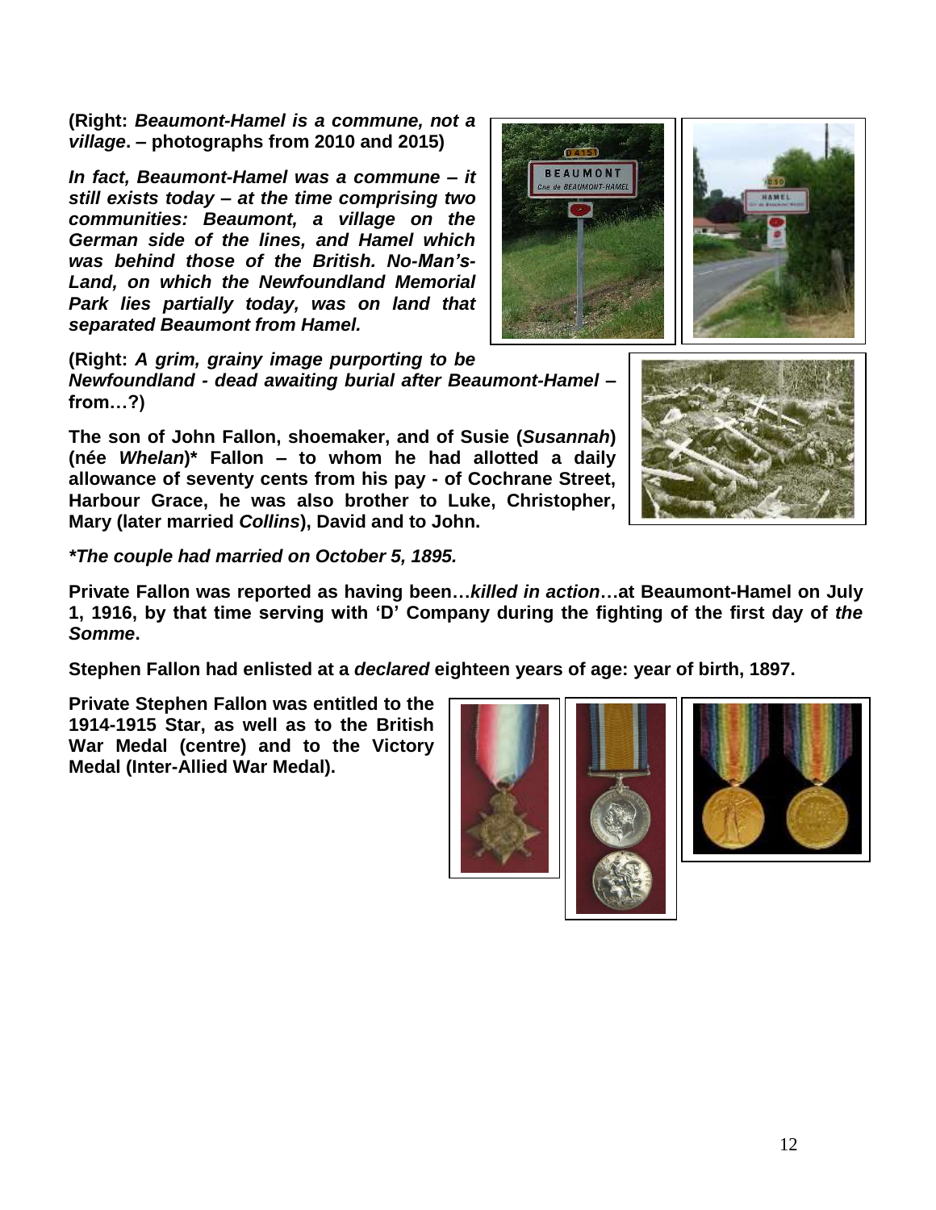**(Right:** ***Beaumont-Hamel is a commune, not a village*****. – photographs from 2010 and 2015)**

***In fact, Beaumont-Hamel was a commune – it still exists today – at the time comprising two communities: Beaumont, a village on the German side of the lines, and Hamel which was behind those of the British. No-Man's-Land, on which the Newfoundland Memorial Park lies partially today, was on land that separated Beaumont from Hamel.***

**(Right:** ***A grim, grainy image purporting to be Newfoundland - dead awaiting burial after Beaumont-Hamel –*** **from…?)**

**The son of John Fallon, shoemaker, and of Susie (*****Susannah*****) (née *****Whelan*****)* Fallon – to whom he had allotted a daily allowance of seventy cents from his pay - of Cochrane Street, Harbour Grace, he was also brother to Luke, Christopher, Mary (later married *****Collins*****), David and to John.**

***\*The couple had married on October 5, 1895.***

**Private Fallon was reported as having been…*****killed in action*****…at Beaumont-Hamel on July 1, 1916, by that time serving with 'D' Company during the fighting of the first day of *****the Somme*****.**

**Stephen Fallon had enlisted at a *****declared***** eighteen years of age: year of birth, 1897.**

**Private Stephen Fallon was entitled to the 1914-1915 Star, as well as to the British War Medal (centre) and to the Victory Medal (Inter-Allied War Medal).**